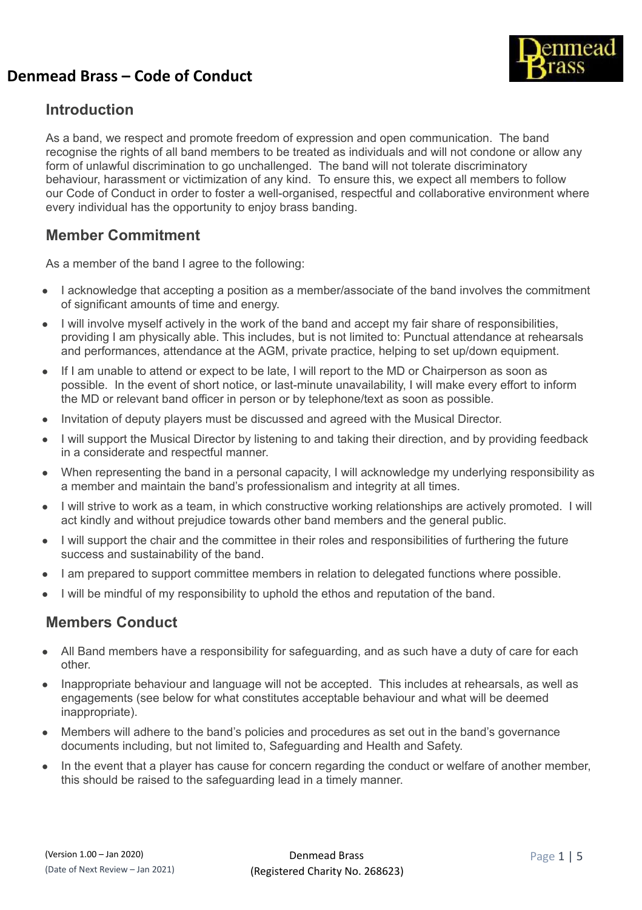# Denmead Brass – Code of Conduct

## Introduction

As a band, we respect and promote freedom of expression and open communication. The band recognise the rights of all band members to be treated as individuals and will not condone or allow any form of unlawful discrimination to go unchallenged. The band will not tolerate discriminatory behaviour, harassment or victimization of any kind. To ensure this, we expect all members to follow our Code of Conduct in order to foster a well-organised, respectful and collaborative environment where every individual has the opportunity to enjoy brass banding.

## Member Commitment

As a member of the band I agree to the following:

- I acknowledge that accepting a position as a member/associate of the band involves the commitment of significant amounts of time and energy.
- I will involve myself actively in the work of the band and accept my fair share of responsibilities, providing I am physically able. This includes, but is not limited to: Punctual attendance at rehearsals and performances, attendance at the AGM, private practice, helping to set up/down equipment.
- If I am unable to attend or expect to be late, I will report to the MD or Chairperson as soon as possible. In the event of short notice, or last-minute unavailability, I will make every effort to inform the MD or relevant band officer in person or by telephone/text as soon as possible.
- Invitation of deputy players must be discussed and agreed with the Musical Director.
- I will support the Musical Director by listening to and taking their direction, and by providing feedback in a considerate and respectful manner.
- When representing the band in a personal capacity, I will acknowledge my underlying responsibility as a member and maintain the band's professionalism and integrity at all times.
- I will strive to work as a team, in which constructive working relationships are actively promoted. I will act kindly and without prejudice towards other band members and the general public.
- I will support the chair and the committee in their roles and responsibilities of furthering the future success and sustainability of the band.
- I am prepared to support committee members in relation to delegated functions where possible.
- I will be mindful of my responsibility to uphold the ethos and reputation of the band.

## Members Conduct

- All Band members have a responsibility for safeguarding, and as such have a duty of care for each other.
- Inappropriate behaviour and language will not be accepted. This includes at rehearsals, as well as engagements (see below for what constitutes acceptable behaviour and what will be deemed inappropriate).
- Members will adhere to the band's policies and procedures as set out in the band's governance documents including, but not limited to, Safeguarding and Health and Safety.
- In the event that a player has cause for concern regarding the conduct or welfare of another member, this should be raised to the safeguarding lead in a timely manner.

(Version 1.00 – Jan 2020)
(Date of Next Review – Jan 2021)

Denmead Brass
(Registered Charity No. 268623)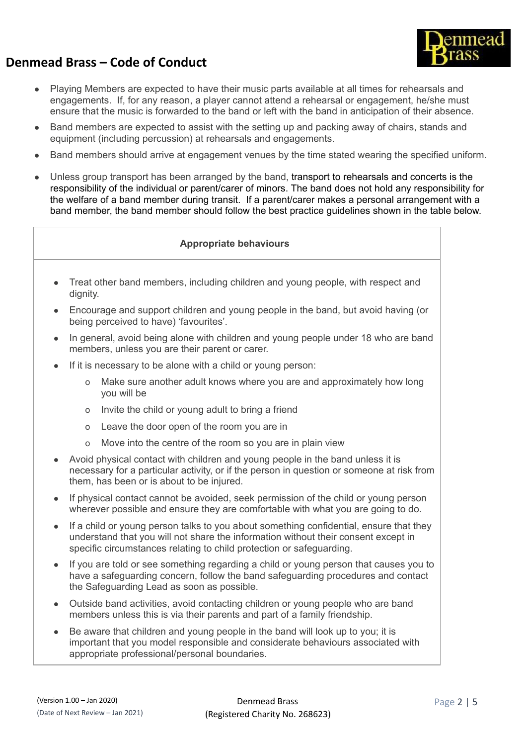# Denmead Brass – Code of Conduct

- Playing Members are expected to have their music parts available at all times for rehearsals and engagements. If, for any reason, a player cannot attend a rehearsal or engagement, he/she must ensure that the music is forwarded to the band or left with the band in anticipation of their absence.
- Band members are expected to assist with the setting up and packing away of chairs, stands and equipment (including percussion) at rehearsals and engagements.
- Band members should arrive at engagement venues by the time stated wearing the specified uniform.
- Unless group transport has been arranged by the band, transport to rehearsals and concerts is the responsibility of the individual or parent/carer of minors. The band does not hold any responsibility for the welfare of a band member during transit. If a parent/carer makes a personal arrangement with a band member, the band member should follow the best practice guidelines shown in the table below.

| Appropriate behaviours |
| --- |
| • Treat other band members, including children and young people, with respect and dignity.<br>• Encourage and support children and young people in the band, but avoid having (or being perceived to have) 'favourites'.<br>• In general, avoid being alone with children and young people under 18 who are band members, unless you are their parent or carer.<br>• If it is necessary to be alone with a child or young person:<br>&nbsp;&nbsp;o Make sure another adult knows where you are and approximately how long you will be<br>&nbsp;&nbsp;o Invite the child or young adult to bring a friend<br>&nbsp;&nbsp;o Leave the door open of the room you are in<br>&nbsp;&nbsp;o Move into the centre of the room so you are in plain view<br>• Avoid physical contact with children and young people in the band unless it is necessary for a particular activity, or if the person in question or someone at risk from them, has been or is about to be injured.<br>• If physical contact cannot be avoided, seek permission of the child or young person wherever possible and ensure they are comfortable with what you are going to do.<br>• If a child or young person talks to you about something confidential, ensure that they understand that you will not share the information without their consent except in specific circumstances relating to child protection or safeguarding.<br>• If you are told or see something regarding a child or young person that causes you to have a safeguarding concern, follow the band safeguarding procedures and contact the Safeguarding Lead as soon as possible.<br>• Outside band activities, avoid contacting children or young people who are band members unless this is via their parents and part of a family friendship.<br>• Be aware that children and young people in the band will look up to you; it is important that you model responsible and considerate behaviours associated with appropriate professional/personal boundaries. |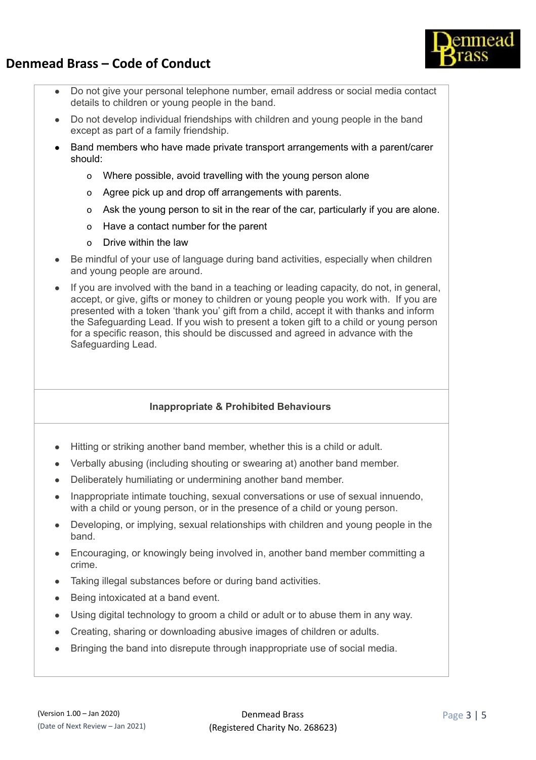- Do not give your personal telephone number, email address or social media contact details to children or young people in the band.
- Do not develop individual friendships with children and young people in the band except as part of a family friendship.
- Band members who have made private transport arrangements with a parent/carer should:
  - Where possible, avoid travelling with the young person alone
  - Agree pick up and drop off arrangements with parents.
  - Ask the young person to sit in the rear of the car, particularly if you are alone.
  - Have a contact number for the parent
  - Drive within the law
- Be mindful of your use of language during band activities, especially when children and young people are around.
- If you are involved with the band in a teaching or leading capacity, do not, in general, accept, or give, gifts or money to children or young people you work with. If you are presented with a token 'thank you' gift from a child, accept it with thanks and inform the Safeguarding Lead. If you wish to present a token gift to a child or young person for a specific reason, this should be discussed and agreed in advance with the Safeguarding Lead.

**Inappropriate & Prohibited Behaviours**

- Hitting or striking another band member, whether this is a child or adult.
- Verbally abusing (including shouting or swearing at) another band member.
- Deliberately humiliating or undermining another band member.
- Inappropriate intimate touching, sexual conversations or use of sexual innuendo, with a child or young person, or in the presence of a child or young person.
- Developing, or implying, sexual relationships with children and young people in the band.
- Encouraging, or knowingly being involved in, another band member committing a crime.
- Taking illegal substances before or during band activities.
- Being intoxicated at a band event.
- Using digital technology to groom a child or adult or to abuse them in any way.
- Creating, sharing or downloading abusive images of children or adults.
- Bringing the band into disrepute through inappropriate use of social media.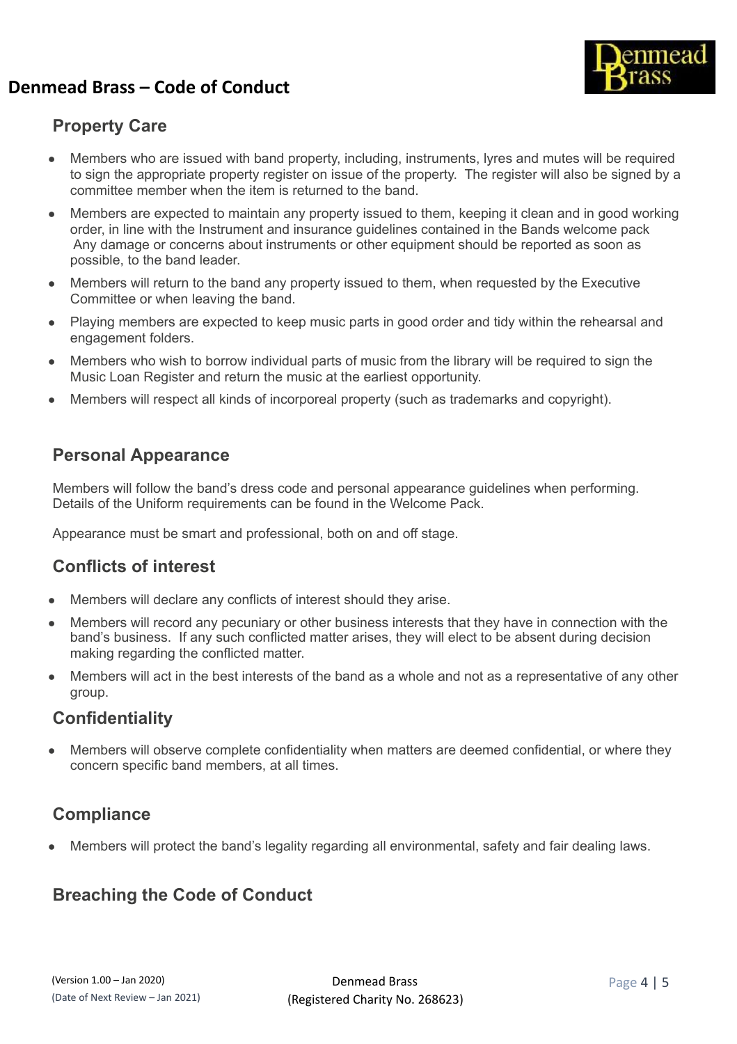## Property Care

- Members who are issued with band property, including, instruments, lyres and mutes will be required to sign the appropriate property register on issue of the property. The register will also be signed by a committee member when the item is returned to the band.
- Members are expected to maintain any property issued to them, keeping it clean and in good working order, in line with the Instrument and insurance guidelines contained in the Bands welcome pack Any damage or concerns about instruments or other equipment should be reported as soon as possible, to the band leader.
- Members will return to the band any property issued to them, when requested by the Executive Committee or when leaving the band.
- Playing members are expected to keep music parts in good order and tidy within the rehearsal and engagement folders.
- Members who wish to borrow individual parts of music from the library will be required to sign the Music Loan Register and return the music at the earliest opportunity.
- Members will respect all kinds of incorporeal property (such as trademarks and copyright).

## Personal Appearance

Members will follow the band's dress code and personal appearance guidelines when performing. Details of the Uniform requirements can be found in the Welcome Pack.

Appearance must be smart and professional, both on and off stage.

## Conflicts of interest

- Members will declare any conflicts of interest should they arise.
- Members will record any pecuniary or other business interests that they have in connection with the band's business. If any such conflicted matter arises, they will elect to be absent during decision making regarding the conflicted matter.
- Members will act in the best interests of the band as a whole and not as a representative of any other group.

## Confidentiality

- Members will observe complete confidentiality when matters are deemed confidential, or where they concern specific band members, at all times.

## Compliance

- Members will protect the band's legality regarding all environmental, safety and fair dealing laws.

## Breaching the Code of Conduct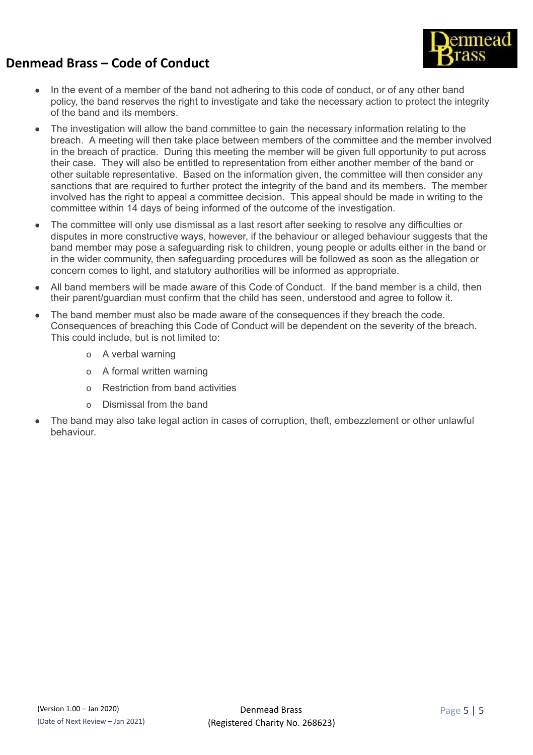- In the event of a member of the band not adhering to this code of conduct, or of any other band policy, the band reserves the right to investigate and take the necessary action to protect the integrity of the band and its members.
- The investigation will allow the band committee to gain the necessary information relating to the breach. A meeting will then take place between members of the committee and the member involved in the breach of practice. During this meeting the member will be given full opportunity to put across their case. They will also be entitled to representation from either another member of the band or other suitable representative. Based on the information given, the committee will then consider any sanctions that are required to further protect the integrity of the band and its members. The member involved has the right to appeal a committee decision. This appeal should be made in writing to the committee within 14 days of being informed of the outcome of the investigation.
- The committee will only use dismissal as a last resort after seeking to resolve any difficulties or disputes in more constructive ways, however, if the behaviour or alleged behaviour suggests that the band member may pose a safeguarding risk to children, young people or adults either in the band or in the wider community, then safeguarding procedures will be followed as soon as the allegation or concern comes to light, and statutory authorities will be informed as appropriate.
- All band members will be made aware of this Code of Conduct. If the band member is a child, then their parent/guardian must confirm that the child has seen, understood and agree to follow it.
- The band member must also be made aware of the consequences if they breach the code. Consequences of breaching this Code of Conduct will be dependent on the severity of the breach. This could include, but is not limited to:
    - A verbal warning
    - A formal written warning
    - Restriction from band activities
    - Dismissal from the band
- The band may also take legal action in cases of corruption, theft, embezzlement or other unlawful behaviour.